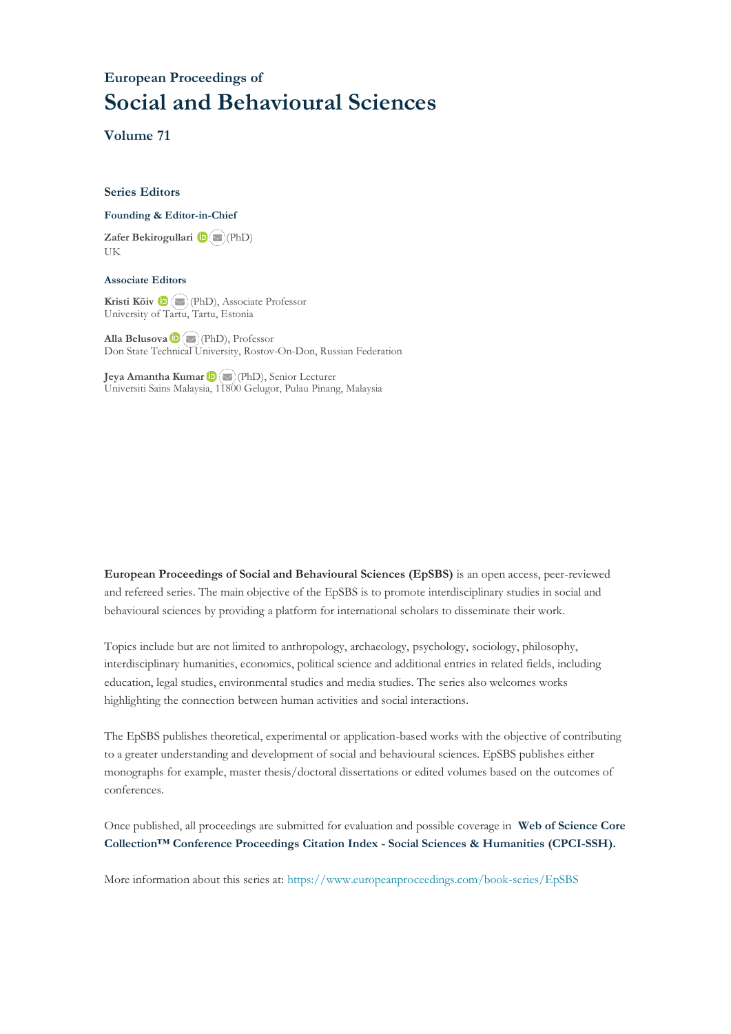European Proceedings of

# Social and Behavioural Sciences

## Volume 71

### Series Editors

**Founding & Editor-in-Chief**

**Zafer Bekirogullari** (PhD)
UK

**Associate Editors**

**Kristi Köiv** (PhD), Associate Professor
University of Tartu, Tartu, Estonia

**Alla Belusova** (PhD), Professor
Don State Technical University, Rostov-On-Don, Russian Federation

**Jeya Amantha Kumar** (PhD), Senior Lecturer
Universiti Sains Malaysia, 11800 Gelugor, Pulau Pinang, Malaysia

**European Proceedings of Social and Behavioural Sciences (EpSBS)** is an open access, peer-reviewed and refereed series. The main objective of the EpSBS is to promote interdisciplinary studies in social and behavioural sciences by providing a platform for international scholars to disseminate their work.

Topics include but are not limited to anthropology, archaeology, psychology, sociology, philosophy, interdisciplinary humanities, economics, political science and additional entries in related fields, including education, legal studies, environmental studies and media studies. The series also welcomes works highlighting the connection between human activities and social interactions.

The EpSBS publishes theoretical, experimental or application-based works with the objective of contributing to a greater understanding and development of social and behavioural sciences. EpSBS publishes either monographs for example, master thesis/doctoral dissertations or edited volumes based on the outcomes of conferences.

Once published, all proceedings are submitted for evaluation and possible coverage in **Web of Science Core Collection™ Conference Proceedings Citation Index - Social Sciences & Humanities (CPCI-SSH).**

More information about this series at: https://www.europeanproceedings.com/book-series/EpSBS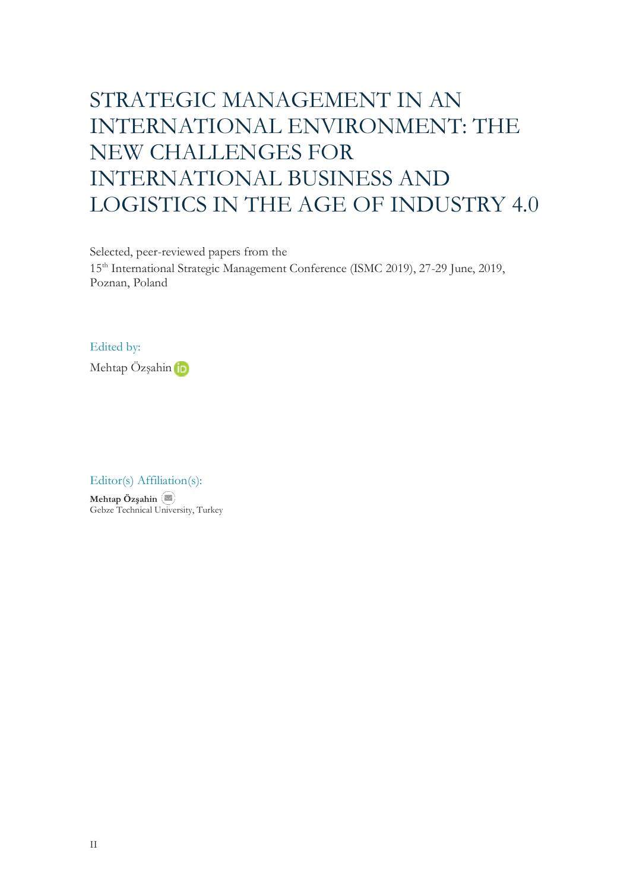# STRATEGIC MANAGEMENT IN AN INTERNATIONAL ENVIRONMENT: THE NEW CHALLENGES FOR INTERNATIONAL BUSINESS AND LOGISTICS IN THE AGE OF INDUSTRY 4.0

Selected, peer-reviewed papers from the
15th International Strategic Management Conference (ISMC 2019), 27-29 June, 2019, Poznan, Poland

Edited by:

Mehtap Özşahin

Editor(s) Affiliation(s):

**Mehtap Özşahin**
Gebze Technical University, Turkey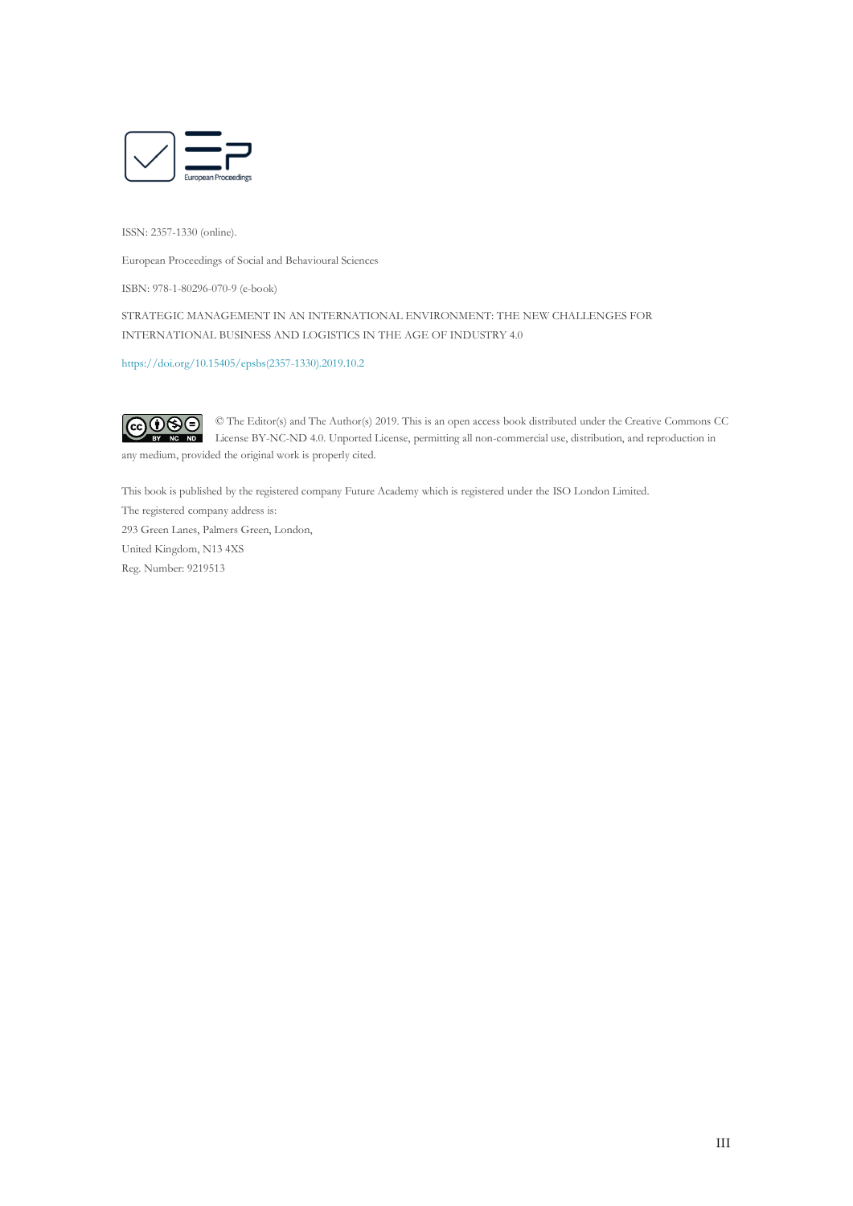ISSN: 2357-1330 (online).

European Proceedings of Social and Behavioural Sciences

ISBN: 978-1-80296-070-9 (e-book)

STRATEGIC MANAGEMENT IN AN INTERNATIONAL ENVIRONMENT: THE NEW CHALLENGES FOR INTERNATIONAL BUSINESS AND LOGISTICS IN THE AGE OF INDUSTRY 4.0

https://doi.org/10.15405/epsbs(2357-1330).2019.10.2

© The Editor(s) and The Author(s) 2019. This is an open access book distributed under the Creative Commons CC License BY-NC-ND 4.0. Unported License, permitting all non-commercial use, distribution, and reproduction in any medium, provided the original work is properly cited.

This book is published by the registered company Future Academy which is registered under the ISO London Limited.
The registered company address is:
293 Green Lanes, Palmers Green, London,
United Kingdom, N13 4XS
Reg. Number: 9219513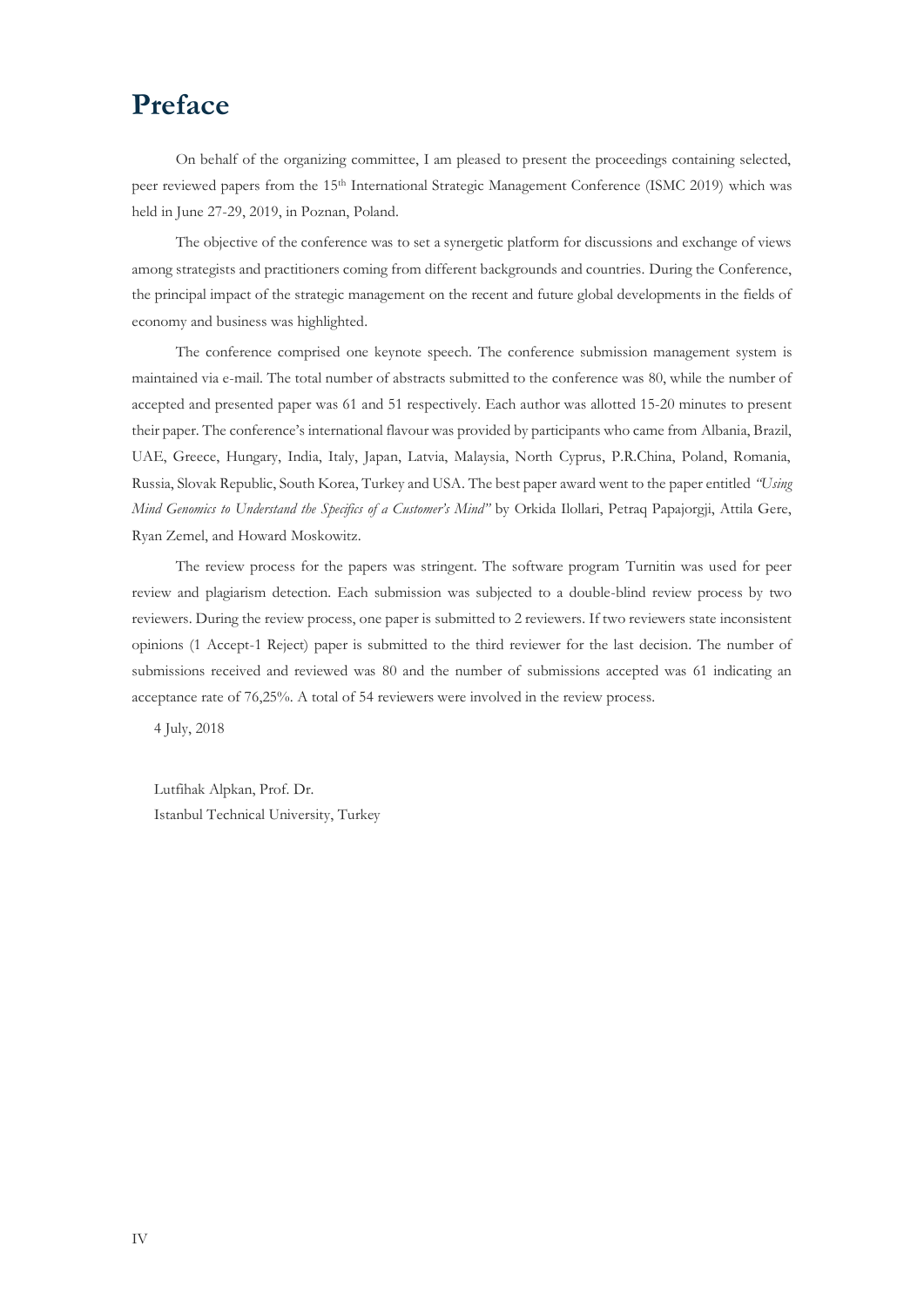# Preface

On behalf of the organizing committee, I am pleased to present the proceedings containing selected, peer reviewed papers from the 15th International Strategic Management Conference (ISMC 2019) which was held in June 27-29, 2019, in Poznan, Poland.

The objective of the conference was to set a synergetic platform for discussions and exchange of views among strategists and practitioners coming from different backgrounds and countries. During the Conference, the principal impact of the strategic management on the recent and future global developments in the fields of economy and business was highlighted.

The conference comprised one keynote speech. The conference submission management system is maintained via e-mail. The total number of abstracts submitted to the conference was 80, while the number of accepted and presented paper was 61 and 51 respectively. Each author was allotted 15-20 minutes to present their paper. The conference's international flavour was provided by participants who came from Albania, Brazil, UAE, Greece, Hungary, India, Italy, Japan, Latvia, Malaysia, North Cyprus, P.R.China, Poland, Romania, Russia, Slovak Republic, South Korea, Turkey and USA. The best paper award went to the paper entitled *"Using Mind Genomics to Understand the Specifics of a Customer's Mind"* by Orkida Ilollari, Petraq Papajorgji, Attila Gere, Ryan Zemel, and Howard Moskowitz.

The review process for the papers was stringent. The software program Turnitin was used for peer review and plagiarism detection. Each submission was subjected to a double-blind review process by two reviewers. During the review process, one paper is submitted to 2 reviewers. If two reviewers state inconsistent opinions (1 Accept-1 Reject) paper is submitted to the third reviewer for the last decision. The number of submissions received and reviewed was 80 and the number of submissions accepted was 61 indicating an acceptance rate of 76,25%. A total of 54 reviewers were involved in the review process.

4 July, 2018

Lutfihak Alpkan, Prof. Dr.
Istanbul Technical University, Turkey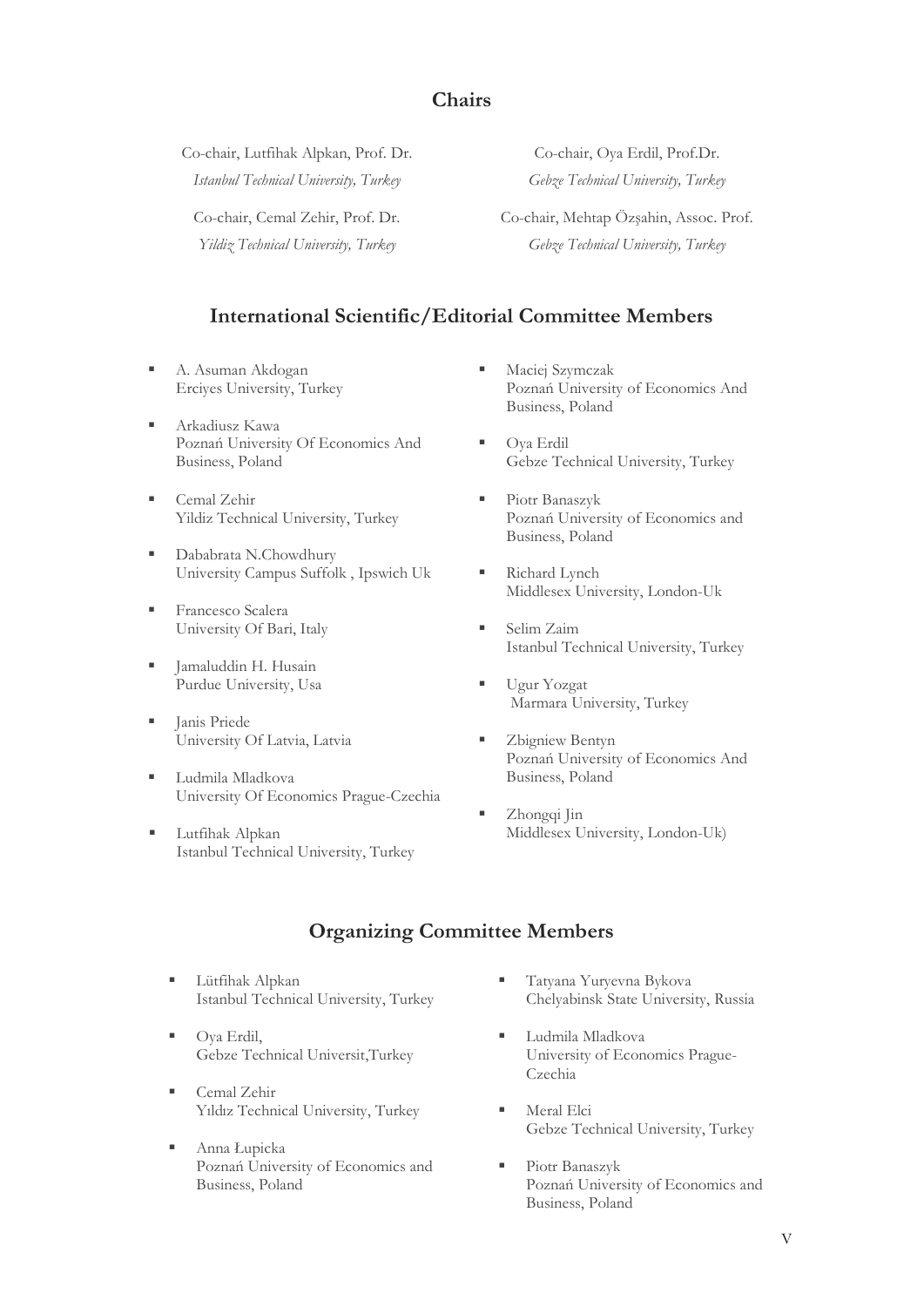## Chairs

Co-chair, Lutfihak Alpkan, Prof. Dr.
*Istanbul Technical University, Turkey*

Co-chair, Cemal Zehir, Prof. Dr.
*Yildiz Technical University, Turkey*

Co-chair, Oya Erdil, Prof.Dr.
*Gebze Technical University, Turkey*

Co-chair, Mehtap Özşahin, Assoc. Prof.
*Gebze Technical University, Turkey*

## International Scientific/Editorial Committee Members

- A. Asuman Akdogan
  Erciyes University, Turkey
- Arkadiusz Kawa
  Poznań University Of Economics And Business, Poland
- Cemal Zehir
  Yildiz Technical University, Turkey
- Dababrata N.Chowdhury
  University Campus Suffolk , Ipswich Uk
- Francesco Scalera
  University Of Bari, Italy
- Jamaluddin H. Husain
  Purdue University, Usa
- Janis Priede
  University Of Latvia, Latvia
- Ludmila Mladkova
  University Of Economics Prague-Czechia
- Lutfihak Alpkan
  Istanbul Technical University, Turkey
- Maciej Szymczak
  Poznań University of Economics And Business, Poland
- Oya Erdil
  Gebze Technical University, Turkey
- Piotr Banaszyk
  Poznań University of Economics and Business, Poland
- Richard Lynch
  Middlesex University, London-Uk
- Selim Zaim
  Istanbul Technical University, Turkey
- Ugur Yozgat
  Marmara University, Turkey
- Zbigniew Bentyn
  Poznań University of Economics And Business, Poland
- Zhongqi Jin
  Middlesex University, London-Uk)

## Organizing Committee Members

- Lütfihak Alpkan
  Istanbul Technical University, Turkey
- Oya Erdil,
  Gebze Technical Universit,Turkey
- Cemal Zehir
  Yıldız Technical University, Turkey
- Anna Łupicka
  Poznań University of Economics and Business, Poland
- Tatyana Yuryevna Bykova
  Chelyabinsk State University, Russia
- Ludmila Mladkova
  University of Economics Prague-Czechia
- Meral Elci
  Gebze Technical University, Turkey
- Piotr Banaszyk
  Poznań University of Economics and Business, Poland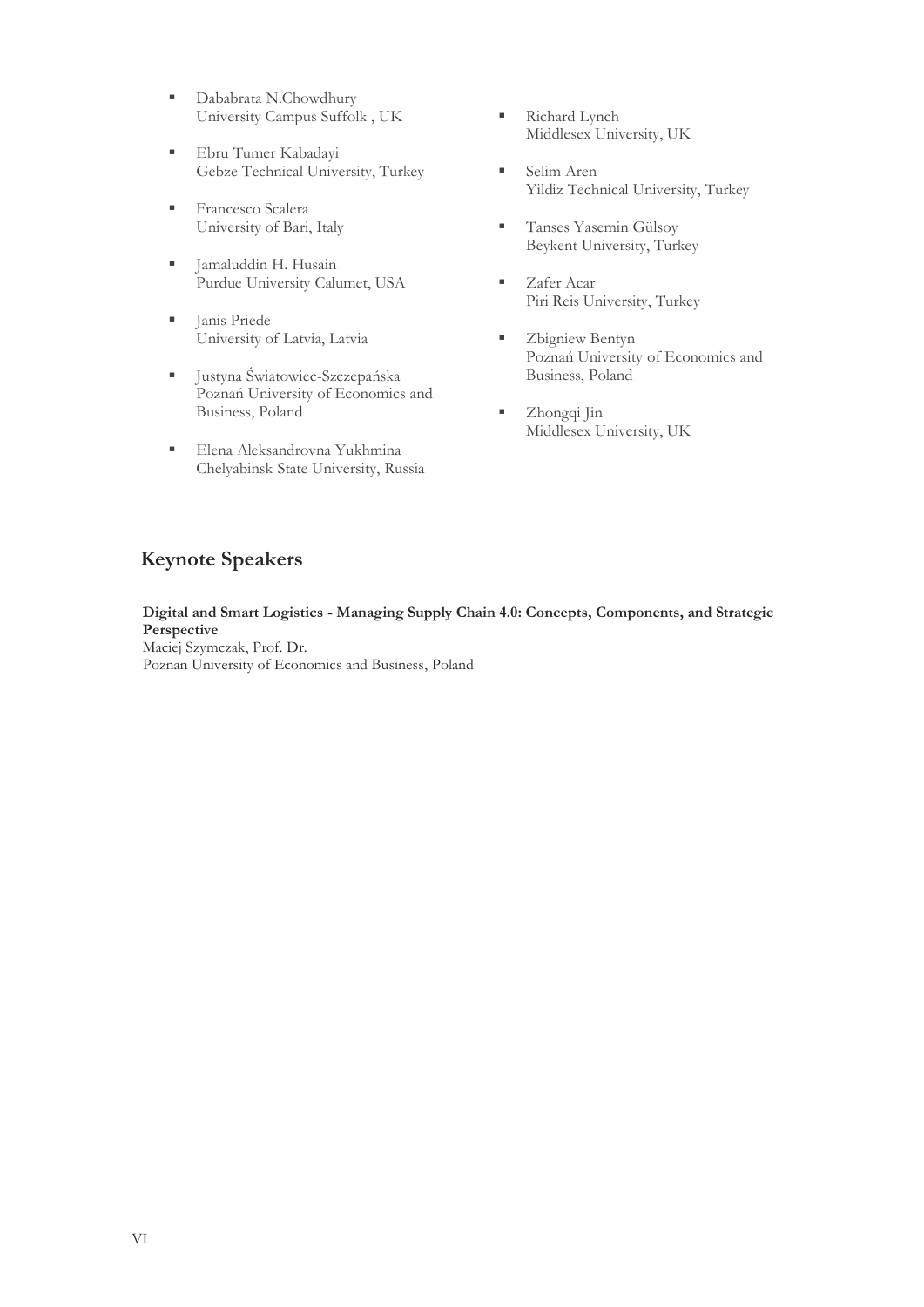- Dababrata N.Chowdhury
  University Campus Suffolk , UK
- Ebru Tumer Kabadayi
  Gebze Technical University, Turkey
- Francesco Scalera
  University of Bari, Italy
- Jamaluddin H. Husain
  Purdue University Calumet, USA
- Janis Priede
  University of Latvia, Latvia
- Justyna Światowiec-Szczepańska
  Poznań University of Economics and Business, Poland
- Elena Aleksandrovna Yukhmina
  Chelyabinsk State University, Russia
- Richard Lynch
  Middlesex University, UK
- Selim Aren
  Yildiz Technical University, Turkey
- Tanses Yasemin Gülsoy
  Beykent University, Turkey
- Zafer Acar
  Piri Reis University, Turkey
- Zbigniew Bentyn
  Poznań University of Economics and Business, Poland
- Zhongqi Jin
  Middlesex University, UK

## Keynote Speakers

**Digital and Smart Logistics - Managing Supply Chain 4.0: Concepts, Components, and Strategic Perspective**
Maciej Szymczak, Prof. Dr.
Poznan University of Economics and Business, Poland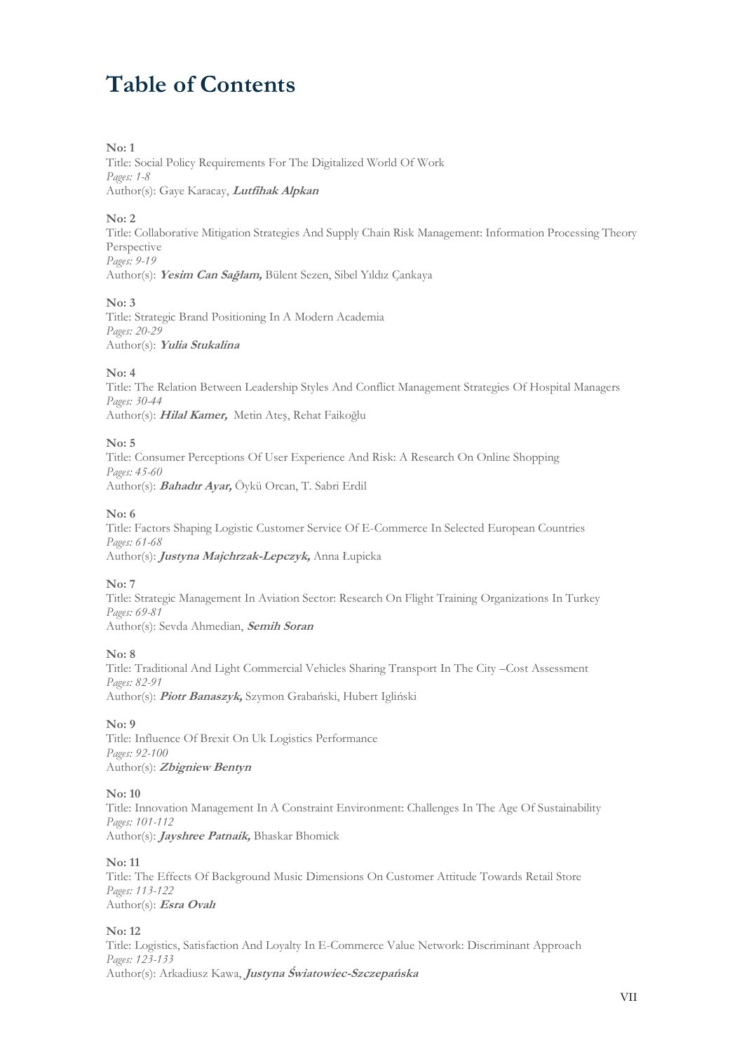# Table of Contents

**No: 1**
Title: Social Policy Requirements For The Digitalized World Of Work
*Pages: 1-8*
Author(s): Gaye Karacay, ***Lutfihak Alpkan***

**No: 2**
Title: Collaborative Mitigation Strategies And Supply Chain Risk Management: Information Processing Theory Perspective
*Pages: 9-19*
Author(s): ***Yesim Can Sağlam,*** Bülent Sezen, Sibel Yıldız Çankaya

**No: 3**
Title: Strategic Brand Positioning In A Modern Academia
*Pages: 20-29*
Author(s): ***Yulia Stukalina***

**No: 4**
Title: The Relation Between Leadership Styles And Conflict Management Strategies Of Hospital Managers
*Pages: 30-44*
Author(s): ***Hilal Kamer,*** Metin Ateş, Rehat Faikoğlu

**No: 5**
Title: Consumer Perceptions Of User Experience And Risk: A Research On Online Shopping
*Pages: 45-60*
Author(s): ***Bahadır Ayar,*** Öykü Orcan, T. Sabri Erdil

**No: 6**
Title: Factors Shaping Logistic Customer Service Of E-Commerce In Selected European Countries
*Pages: 61-68*
Author(s): ***Justyna Majchrzak-Lepczyk,*** Anna Łupicka

**No: 7**
Title: Strategic Management In Aviation Sector: Research On Flight Training Organizations In Turkey
*Pages: 69-81*
Author(s): Sevda Ahmedian, ***Semih Soran***

**No: 8**
Title: Traditional And Light Commercial Vehicles Sharing Transport In The City –Cost Assessment
*Pages: 82-91*
Author(s): ***Piotr Banaszyk,*** Szymon Grabański, Hubert Igliński

**No: 9**
Title: Influence Of Brexit On Uk Logistics Performance
*Pages: 92-100*
Author(s): ***Zbigniew Bentyn***

**No: 10**
Title: Innovation Management In A Constraint Environment: Challenges In The Age Of Sustainability
*Pages: 101-112*
Author(s): ***Jayshree Patnaik,*** Bhaskar Bhomick

**No: 11**
Title: The Effects Of Background Music Dimensions On Customer Attitude Towards Retail Store
*Pages: 113-122*
Author(s): ***Esra Ovalı***

**No: 12**
Title: Logistics, Satisfaction And Loyalty In E-Commerce Value Network: Discriminant Approach
*Pages: 123-133*
Author(s): Arkadiusz Kawa, ***Justyna Światowiec-Szczepańska***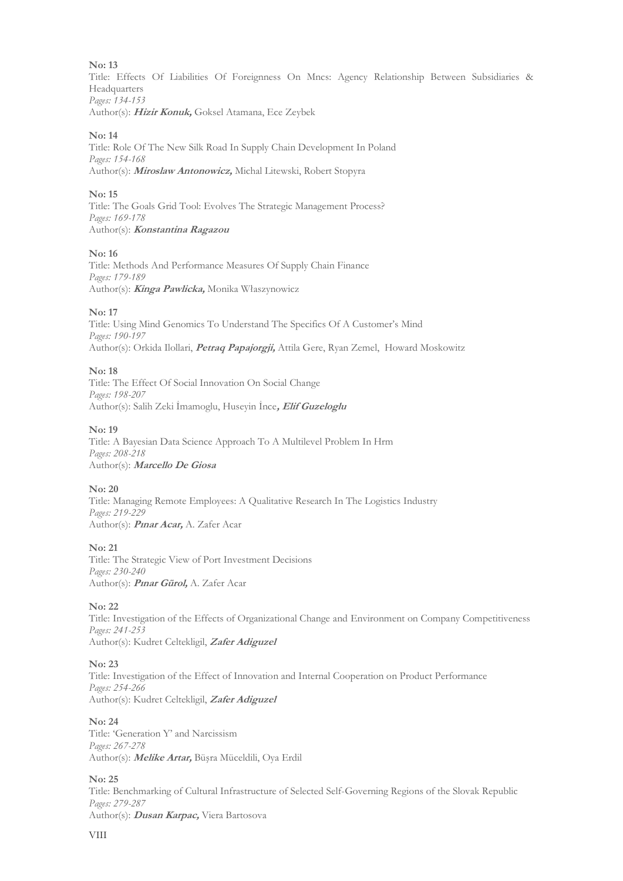**No: 13**
Title: Effects Of Liabilities Of Foreignness On Mncs: Agency Relationship Between Subsidiaries & Headquarters
*Pages: 134-153*
Author(s): ***Hizir Konuk,*** Goksel Atamana, Ece Zeybek

**No: 14**
Title: Role Of The New Silk Road In Supply Chain Development In Poland
*Pages: 154-168*
Author(s): ***Miroslaw Antonowicz,*** Michal Litewski, Robert Stopyra

**No: 15**
Title: The Goals Grid Tool: Evolves The Strategic Management Process?
*Pages: 169-178*
Author(s): ***Konstantina Ragazou***

**No: 16**
Title: Methods And Performance Measures Of Supply Chain Finance
*Pages: 179-189*
Author(s): ***Kinga Pawlicka,*** Monika Właszynowicz

**No: 17**
Title: Using Mind Genomics To Understand The Specifics Of A Customer's Mind
*Pages: 190-197*
Author(s): Orkida Ilollari, ***Petraq Papajorgji,*** Attila Gere, Ryan Zemel, Howard Moskowitz

**No: 18**
Title: The Effect Of Social Innovation On Social Change
*Pages: 198-207*
Author(s): Salih Zeki İmamoglu, Huseyin İnce***, Elif Guzeloglu***

**No: 19**
Title: A Bayesian Data Science Approach To A Multilevel Problem In Hrm
*Pages: 208-218*
Author(s): ***Marcello De Giosa***

**No: 20**
Title: Managing Remote Employees: A Qualitative Research In The Logistics Industry
*Pages: 219-229*
Author(s): ***Pınar Acar,*** A. Zafer Acar

**No: 21**
Title: The Strategic View of Port Investment Decisions
*Pages: 230-240*
Author(s): ***Pınar Gürol,*** A. Zafer Acar

**No: 22**
Title: Investigation of the Effects of Organizational Change and Environment on Company Competitiveness
*Pages: 241-253*
Author(s): Kudret Celtekligil, ***Zafer Adiguzel***

**No: 23**
Title: Investigation of the Effect of Innovation and Internal Cooperation on Product Performance
*Pages: 254-266*
Author(s): Kudret Celtekligil, ***Zafer Adiguzel***

**No: 24**
Title: 'Generation Y' and Narcissism
*Pages: 267-278*
Author(s): ***Melike Artar,*** Büşra Müceldili, Oya Erdil

**No: 25**
Title: Benchmarking of Cultural Infrastructure of Selected Self-Governing Regions of the Slovak Republic
*Pages: 279-287*
Author(s): ***Dusan Karpac,*** Viera Bartosova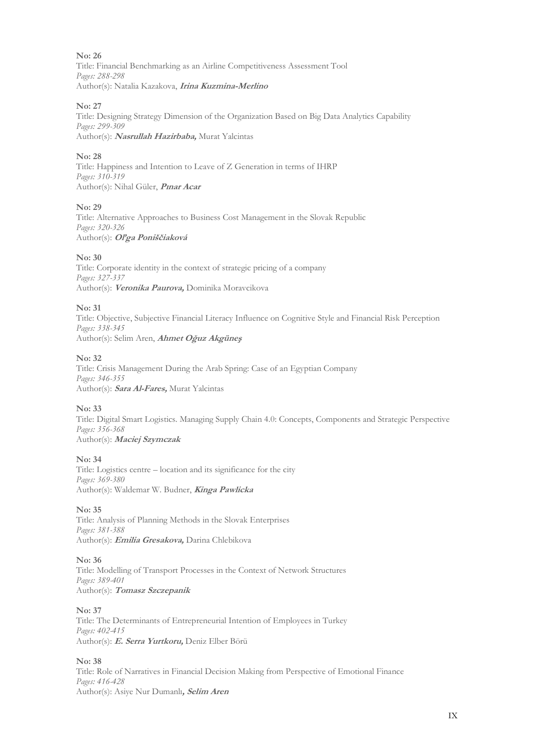**No: 26**
Title: Financial Benchmarking as an Airline Competitiveness Assessment Tool
*Pages: 288-298*
Author(s): Natalia Kazakova, ***Irina Kuzmina-Merlino***

**No: 27**
Title: Designing Strategy Dimension of the Organization Based on Big Data Analytics Capability
*Pages: 299-309*
Author(s): ***Nasrullah Hazirbaba,*** Murat Yalcintas

**No: 28**
Title: Happiness and Intention to Leave of Z Generation in terms of IHRP
*Pages: 310-319*
Author(s): Nihal Güler, ***Pınar Acar***

**No: 29**
Title: Alternative Approaches to Business Cost Management in the Slovak Republic
*Pages: 320-326*
Author(s): ***Oľga Poniščiaková***

**No: 30**
Title: Corporate identity in the context of strategic pricing of a company
*Pages: 327-337*
Author(s): ***Veronika Paurova,*** Dominika Moravcikova

**No: 31**
Title: Objective, Subjective Financial Literacy Influence on Cognitive Style and Financial Risk Perception
*Pages: 338-345*
Author(s): Selim Aren, ***Ahmet Oğuz Akgüneş***

**No: 32**
Title: Crisis Management During the Arab Spring: Case of an Egyptian Company
*Pages: 346-355*
Author(s): ***Sara Al-Fares,*** Murat Yalcintas

**No: 33**
Title: Digital Smart Logistics. Managing Supply Chain 4.0: Concepts, Components and Strategic Perspective
*Pages: 356-368*
Author(s): ***Maciej Szymczak***

**No: 34**
Title: Logistics centre – location and its significance for the city
*Pages: 369-380*
Author(s): Waldemar W. Budner, ***Kinga Pawlicka***

**No: 35**
Title: Analysis of Planning Methods in the Slovak Enterprises
*Pages: 381-388*
Author(s): ***Emilia Gresakova,*** Darina Chlebikova

**No: 36**
Title: Modelling of Transport Processes in the Context of Network Structures
*Pages: 389-401*
Author(s): ***Tomasz Szczepanik***

**No: 37**
Title: The Determinants of Entrepreneurial Intention of Employees in Turkey
*Pages: 402-415*
Author(s): ***E. Serra Yurtkoru,*** Deniz Elber Börü

**No: 38**
Title: Role of Narratives in Financial Decision Making from Perspective of Emotional Finance
*Pages: 416-428*
Author(s): Asiye Nur Dumanlı***, Selim Aren***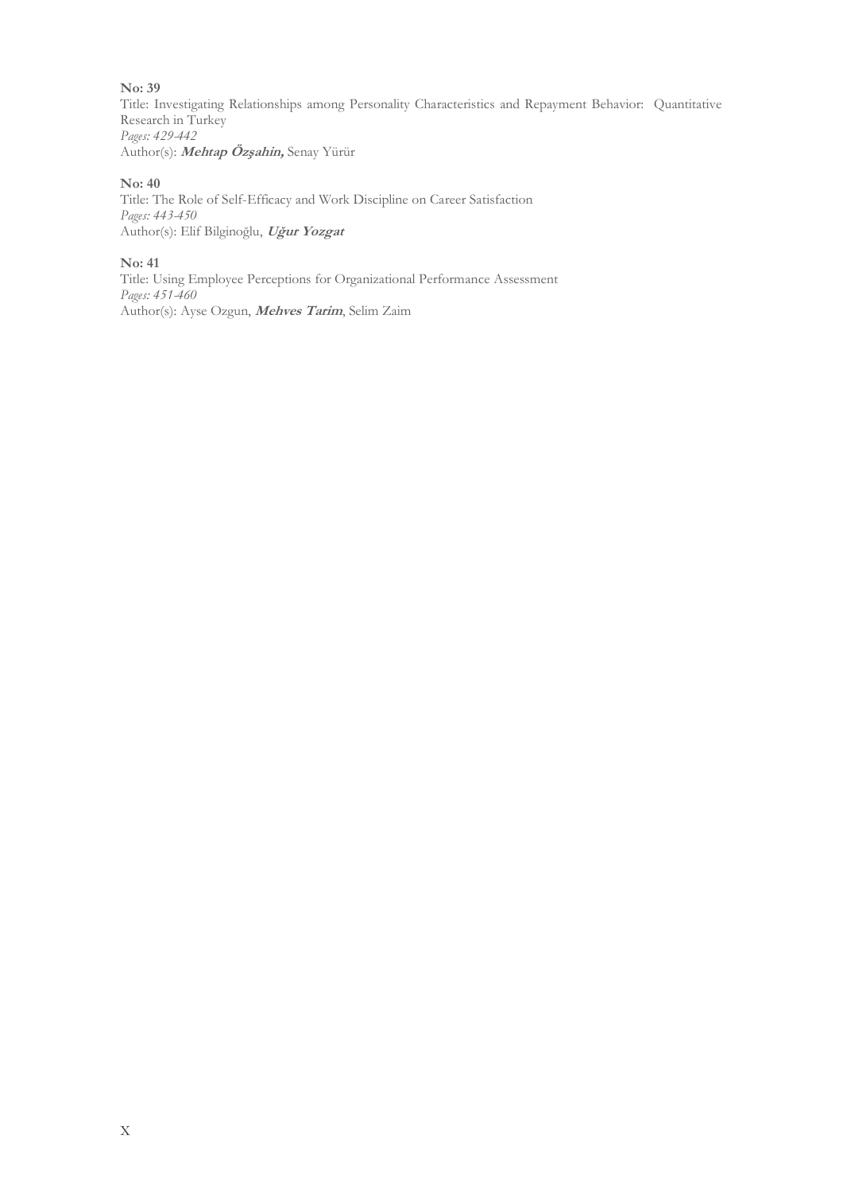**No: 39**
Title: Investigating Relationships among Personality Characteristics and Repayment Behavior: Quantitative Research in Turkey
*Pages: 429-442*
Author(s): ***Mehtap Özşahin,*** Senay Yürür

**No: 40**
Title: The Role of Self-Efficacy and Work Discipline on Career Satisfaction
*Pages: 443-450*
Author(s): Elif Bilginoğlu, ***Uğur Yozgat***

**No: 41**
Title: Using Employee Perceptions for Organizational Performance Assessment
*Pages: 451-460*
Author(s): Ayse Ozgun, ***Mehves Tarim***, Selim Zaim